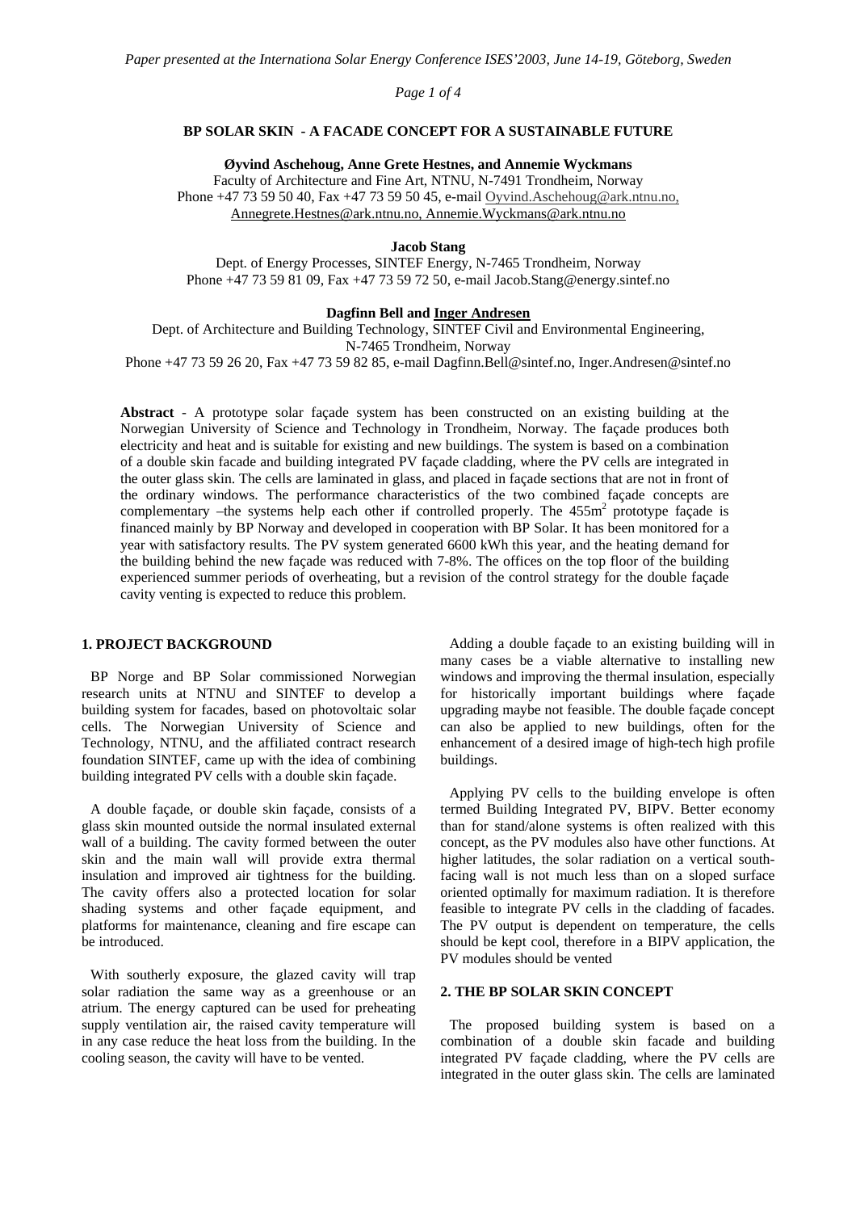# BP SOLAR SKIN - A FACADE CONCEPT FOR A SUSTAINABLE FUTURE

**Øyvind Aschehoug, Anne Grete Hestnes, and Annemie Wyckmans**
Faculty of Architecture and Fine Art, NTNU, N-7491 Trondheim, Norway
Phone +47 73 59 50 40, Fax +47 73 59 50 45, e-mail Oyvind.Aschehoug@ark.ntnu.no, Annegrete.Hestnes@ark.ntnu.no, Annemie.Wyckmans@ark.ntnu.no

**Jacob Stang**
Dept. of Energy Processes, SINTEF Energy, N-7465 Trondheim, Norway
Phone +47 73 59 81 09, Fax +47 73 59 72 50, e-mail Jacob.Stang@energy.sintef.no

**Dagfinn Bell and Inger Andresen**
Dept. of Architecture and Building Technology, SINTEF Civil and Environmental Engineering, N-7465 Trondheim, Norway
Phone +47 73 59 26 20, Fax +47 73 59 82 85, e-mail Dagfinn.Bell@sintef.no, Inger.Andresen@sintef.no

**Abstract** - A prototype solar façade system has been constructed on an existing building at the Norwegian University of Science and Technology in Trondheim, Norway. The façade produces both electricity and heat and is suitable for existing and new buildings. The system is based on a combination of a double skin facade and building integrated PV façade cladding, where the PV cells are integrated in the outer glass skin. The cells are laminated in glass, and placed in façade sections that are not in front of the ordinary windows. The performance characteristics of the two combined façade concepts are complementary –the systems help each other if controlled properly. The 455m$^2$ prototype façade is financed mainly by BP Norway and developed in cooperation with BP Solar. It has been monitored for a year with satisfactory results. The PV system generated 6600 kWh this year, and the heating demand for the building behind the new façade was reduced with 7-8%. The offices on the top floor of the building experienced summer periods of overheating, but a revision of the control strategy for the double façade cavity venting is expected to reduce this problem.

## 1. PROJECT BACKGROUND

BP Norge and BP Solar commissioned Norwegian research units at NTNU and SINTEF to develop a building system for facades, based on photovoltaic solar cells. The Norwegian University of Science and Technology, NTNU, and the affiliated contract research foundation SINTEF, came up with the idea of combining building integrated PV cells with a double skin façade.

A double façade, or double skin façade, consists of a glass skin mounted outside the normal insulated external wall of a building. The cavity formed between the outer skin and the main wall will provide extra thermal insulation and improved air tightness for the building. The cavity offers also a protected location for solar shading systems and other façade equipment, and platforms for maintenance, cleaning and fire escape can be introduced.

With southerly exposure, the glazed cavity will trap solar radiation the same way as a greenhouse or an atrium. The energy captured can be used for preheating supply ventilation air, the raised cavity temperature will in any case reduce the heat loss from the building. In the cooling season, the cavity will have to be vented.

Adding a double façade to an existing building will in many cases be a viable alternative to installing new windows and improving the thermal insulation, especially for historically important buildings where façade upgrading maybe not feasible. The double façade concept can also be applied to new buildings, often for the enhancement of a desired image of high-tech high profile buildings.

Applying PV cells to the building envelope is often termed Building Integrated PV, BIPV. Better economy than for stand/alone systems is often realized with this concept, as the PV modules also have other functions. At higher latitudes, the solar radiation on a vertical south-facing wall is not much less than on a sloped surface oriented optimally for maximum radiation. It is therefore feasible to integrate PV cells in the cladding of facades. The PV output is dependent on temperature, the cells should be kept cool, therefore in a BIPV application, the PV modules should be vented

## 2. THE BP SOLAR SKIN CONCEPT

The proposed building system is based on a combination of a double skin facade and building integrated PV façade cladding, where the PV cells are integrated in the outer glass skin. The cells are laminated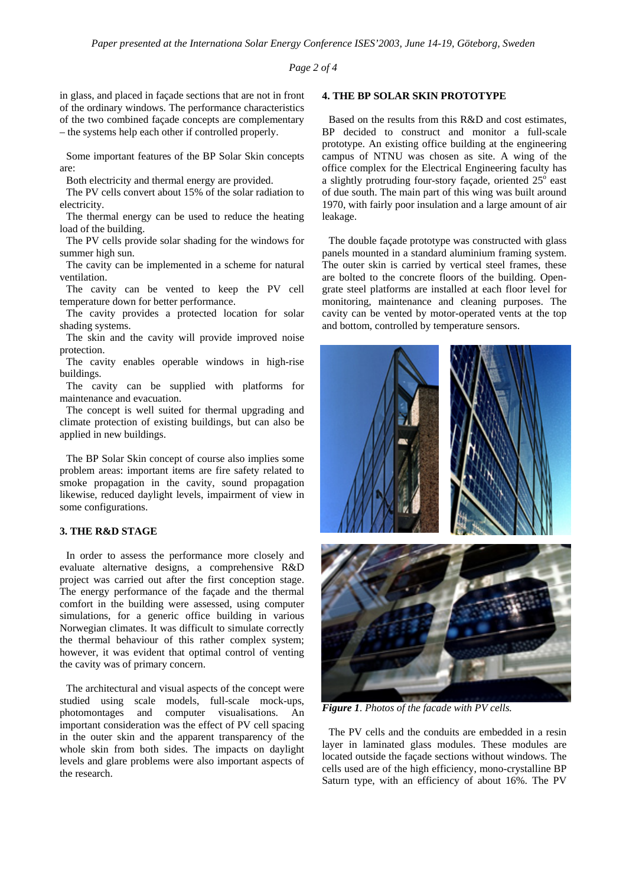in glass, and placed in façade sections that are not in front of the ordinary windows. The performance characteristics of the two combined façade concepts are complementary – the systems help each other if controlled properly.

Some important features of the BP Solar Skin concepts are:

Both electricity and thermal energy are provided.

The PV cells convert about 15% of the solar radiation to electricity.

The thermal energy can be used to reduce the heating load of the building.

The PV cells provide solar shading for the windows for summer high sun.

The cavity can be implemented in a scheme for natural ventilation.

The cavity can be vented to keep the PV cell temperature down for better performance.

The cavity provides a protected location for solar shading systems.

The skin and the cavity will provide improved noise protection.

The cavity enables operable windows in high-rise buildings.

The cavity can be supplied with platforms for maintenance and evacuation.

The concept is well suited for thermal upgrading and climate protection of existing buildings, but can also be applied in new buildings.

The BP Solar Skin concept of course also implies some problem areas: important items are fire safety related to smoke propagation in the cavity, sound propagation likewise, reduced daylight levels, impairment of view in some configurations.

## 3. THE R&D STAGE

In order to assess the performance more closely and evaluate alternative designs, a comprehensive R&D project was carried out after the first conception stage. The energy performance of the façade and the thermal comfort in the building were assessed, using computer simulations, for a generic office building in various Norwegian climates. It was difficult to simulate correctly the thermal behaviour of this rather complex system; however, it was evident that optimal control of venting the cavity was of primary concern.

The architectural and visual aspects of the concept were studied using scale models, full-scale mock-ups, photomontages and computer visualisations. An important consideration was the effect of PV cell spacing in the outer skin and the apparent transparency of the whole skin from both sides. The impacts on daylight levels and glare problems were also important aspects of the research.

## 4. THE BP SOLAR SKIN PROTOTYPE

Based on the results from this R&D and cost estimates, BP decided to construct and monitor a full-scale prototype. An existing office building at the engineering campus of NTNU was chosen as site. A wing of the office complex for the Electrical Engineering faculty has a slightly protruding four-story façade, oriented 25° east of due south. The main part of this wing was built around 1970, with fairly poor insulation and a large amount of air leakage.

The double façade prototype was constructed with glass panels mounted in a standard aluminium framing system. The outer skin is carried by vertical steel frames, these are bolted to the concrete floors of the building. Open-grate steel platforms are installed at each floor level for monitoring, maintenance and cleaning purposes. The cavity can be vented by motor-operated vents at the top and bottom, controlled by temperature sensors.

***Figure 1**. Photos of the facade with PV cells.*

The PV cells and the conduits are embedded in a resin layer in laminated glass modules. These modules are located outside the façade sections without windows. The cells used are of the high efficiency, mono-crystalline BP Saturn type, with an efficiency of about 16%. The PV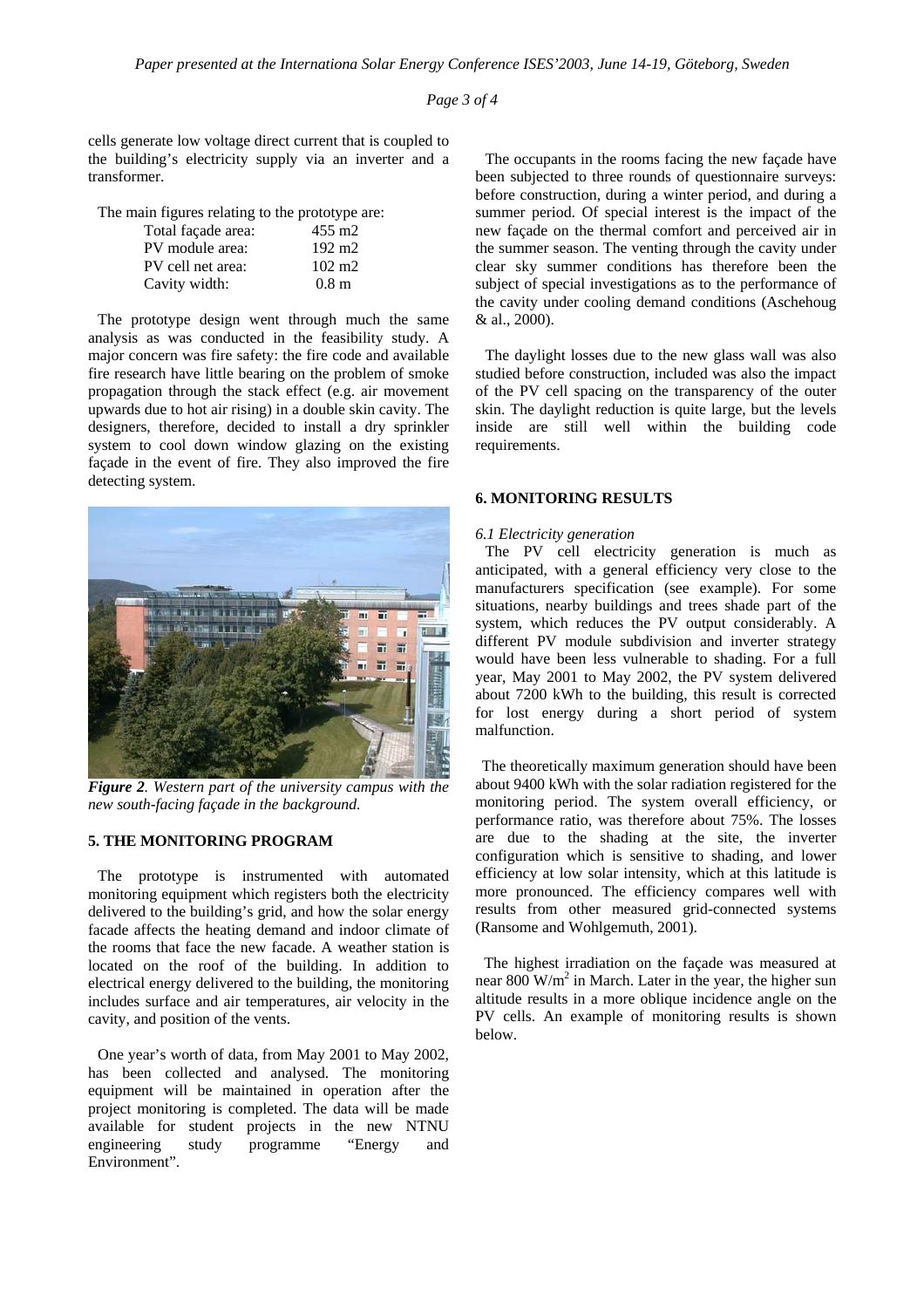cells generate low voltage direct current that is coupled to the building's electricity supply via an inverter and a transformer.

The main figures relating to the prototype are:

| | |
|---|---|
| Total façade area: | 455 m2 |
| PV module area: | 192 m2 |
| PV cell net area: | 102 m2 |
| Cavity width: | 0.8 m |

The prototype design went through much the same analysis as was conducted in the feasibility study. A major concern was fire safety: the fire code and available fire research have little bearing on the problem of smoke propagation through the stack effect (e.g. air movement upwards due to hot air rising) in a double skin cavity. The designers, therefore, decided to install a dry sprinkler system to cool down window glazing on the existing façade in the event of fire. They also improved the fire detecting system.

***Figure 2**. Western part of the university campus with the new south-facing façade in the background.*

## 5. THE MONITORING PROGRAM

The prototype is instrumented with automated monitoring equipment which registers both the electricity delivered to the building's grid, and how the solar energy facade affects the heating demand and indoor climate of the rooms that face the new facade. A weather station is located on the roof of the building. In addition to electrical energy delivered to the building, the monitoring includes surface and air temperatures, air velocity in the cavity, and position of the vents.

One year's worth of data, from May 2001 to May 2002, has been collected and analysed. The monitoring equipment will be maintained in operation after the project monitoring is completed. The data will be made available for student projects in the new NTNU engineering study programme "Energy and Environment".

The occupants in the rooms facing the new façade have been subjected to three rounds of questionnaire surveys: before construction, during a winter period, and during a summer period. Of special interest is the impact of the new façade on the thermal comfort and perceived air in the summer season. The venting through the cavity under clear sky summer conditions has therefore been the subject of special investigations as to the performance of the cavity under cooling demand conditions (Aschehoug & al., 2000).

The daylight losses due to the new glass wall was also studied before construction, included was also the impact of the PV cell spacing on the transparency of the outer skin. The daylight reduction is quite large, but the levels inside are still well within the building code requirements.

## 6. MONITORING RESULTS

### *6.1 Electricity generation*

The PV cell electricity generation is much as anticipated, with a general efficiency very close to the manufacturers specification (see example). For some situations, nearby buildings and trees shade part of the system, which reduces the PV output considerably. A different PV module subdivision and inverter strategy would have been less vulnerable to shading. For a full year, May 2001 to May 2002, the PV system delivered about 7200 kWh to the building, this result is corrected for lost energy during a short period of system malfunction.

The theoretically maximum generation should have been about 9400 kWh with the solar radiation registered for the monitoring period. The system overall efficiency, or performance ratio, was therefore about 75%. The losses are due to the shading at the site, the inverter configuration which is sensitive to shading, and lower efficiency at low solar intensity, which at this latitude is more pronounced. The efficiency compares well with results from other measured grid-connected systems (Ransome and Wohlgemuth, 2001).

The highest irradiation on the façade was measured at near 800 $W/m^2$ in March. Later in the year, the higher sun altitude results in a more oblique incidence angle on the PV cells. An example of monitoring results is shown below.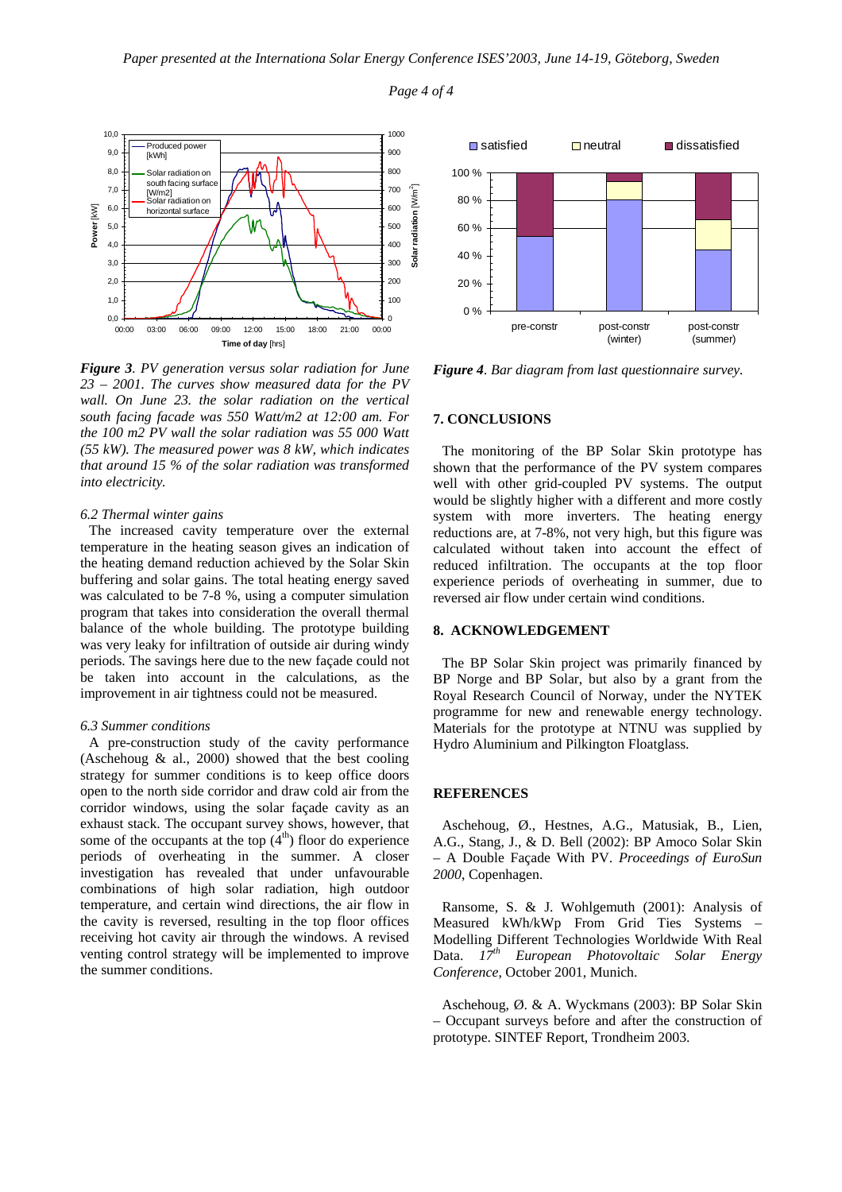10,0
9,0
8,0
7,0
6,0
5,0
4,0
3,0
2,0
1,0
0,0

Power [kW]

1000
900
800
700
600
500
400
300
200
100
0

Solar radiation [W/m²]

00:00 03:00 06:00 09:00 12:00 15:00 18:00 21:00 00:00

Time of day [hrs]

Produced power [kWh]

Solar radiation on south facing surface [W/m2]

Solar radiation on horizontal surface

***Figure 3***. *PV generation versus solar radiation for June 23 – 2001. The curves show measured data for the PV wall. On June 23. the solar radiation on the vertical south facing facade was 550 Watt/m2 at 12:00 am. For the 100 m2 PV wall the solar radiation was 55 000 Watt (55 kW). The measured power was 8 kW, which indicates that around 15 % of the solar radiation was transformed into electricity.*

### *6.2 Thermal winter gains*

The increased cavity temperature over the external temperature in the heating season gives an indication of the heating demand reduction achieved by the Solar Skin buffering and solar gains. The total heating energy saved was calculated to be 7-8 %, using a computer simulation program that takes into consideration the overall thermal balance of the whole building. The prototype building was very leaky for infiltration of outside air during windy periods. The savings here due to the new façade could not be taken into account in the calculations, as the improvement in air tightness could not be measured.

### *6.3 Summer conditions*

A pre-construction study of the cavity performance (Aschehoug & al., 2000) showed that the best cooling strategy for summer conditions is to keep office doors open to the north side corridor and draw cold air from the corridor windows, using the solar façade cavity as an exhaust stack. The occupant survey shows, however, that some of the occupants at the top ($4^{th}$) floor do experience periods of overheating in the summer. A closer investigation has revealed that under unfavourable combinations of high solar radiation, high outdoor temperature, and certain wind directions, the air flow in the cavity is reversed, resulting in the top floor offices receiving hot cavity air through the windows. A revised venting control strategy will be implemented to improve the summer conditions.

satisfied
neutral
dissatisfied

100 %
80 %
60 %
40 %
20 %
0 %

pre-constr
post-constr (winter)
post-constr (summer)

***Figure 4***. *Bar diagram from last questionnaire survey.*

## 7. CONCLUSIONS

The monitoring of the BP Solar Skin prototype has shown that the performance of the PV system compares well with other grid-coupled PV systems. The output would be slightly higher with a different and more costly system with more inverters. The heating energy reductions are, at 7-8%, not very high, but this figure was calculated without taken into account the effect of reduced infiltration. The occupants at the top floor experience periods of overheating in summer, due to reversed air flow under certain wind conditions.

## 8. ACKNOWLEDGEMENT

The BP Solar Skin project was primarily financed by BP Norge and BP Solar, but also by a grant from the Royal Research Council of Norway, under the NYTEK programme for new and renewable energy technology. Materials for the prototype at NTNU was supplied by Hydro Aluminium and Pilkington Floatglass.

## REFERENCES

Aschehoug, Ø., Hestnes, A.G., Matusiak, B., Lien, A.G., Stang, J., & D. Bell (2002): BP Amoco Solar Skin – A Double Façade With PV. *Proceedings of EuroSun 2000*, Copenhagen.

Ransome, S. & J. Wohlgemuth (2001): Analysis of Measured kWh/kWp From Grid Ties Systems – Modelling Different Technologies Worldwide With Real Data. *17th European Photovoltaic Solar Energy Conference*, October 2001, Munich.

Aschehoug, Ø. & A. Wyckmans (2003): BP Solar Skin – Occupant surveys before and after the construction of prototype. SINTEF Report, Trondheim 2003.